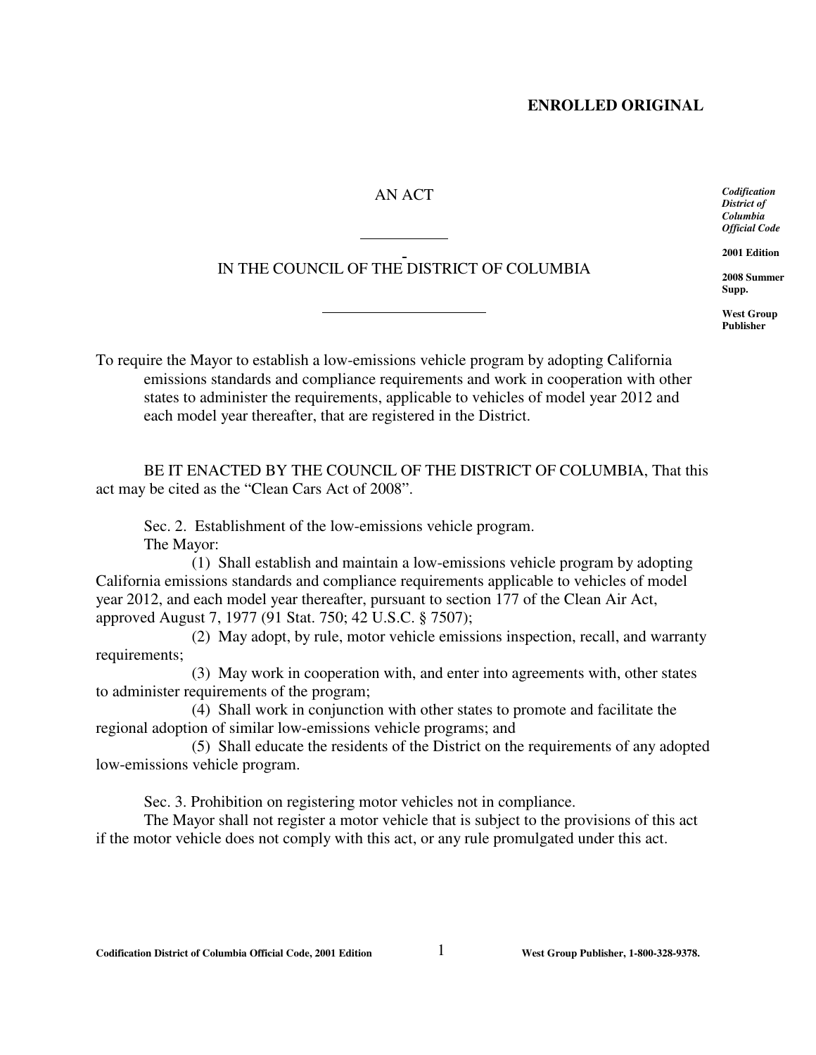**ENROLLED ORIGINAL**

*Codification District of Columbia Official Code*

**2001 Edition**

**2008 Summer Supp.**

**West Group Publisher**

AN ACT

---

IN THE COUNCIL OF THE DISTRICT OF COLUMBIA

---

To require the Mayor to establish a low-emissions vehicle program by adopting California emissions standards and compliance requirements and work in cooperation with other states to administer the requirements, applicable to vehicles of model year 2012 and each model year thereafter, that are registered in the District.

BE IT ENACTED BY THE COUNCIL OF THE DISTRICT OF COLUMBIA, That this act may be cited as the "Clean Cars Act of 2008".

Sec. 2. Establishment of the low-emissions vehicle program.

The Mayor:

(1) Shall establish and maintain a low-emissions vehicle program by adopting California emissions standards and compliance requirements applicable to vehicles of model year 2012, and each model year thereafter, pursuant to section 177 of the Clean Air Act, approved August 7, 1977 (91 Stat. 750; 42 U.S.C. § 7507);

(2) May adopt, by rule, motor vehicle emissions inspection, recall, and warranty requirements;

(3) May work in cooperation with, and enter into agreements with, other states to administer requirements of the program;

(4) Shall work in conjunction with other states to promote and facilitate the regional adoption of similar low-emissions vehicle programs; and

(5) Shall educate the residents of the District on the requirements of any adopted low-emissions vehicle program.

Sec. 3. Prohibition on registering motor vehicles not in compliance.

The Mayor shall not register a motor vehicle that is subject to the provisions of this act if the motor vehicle does not comply with this act, or any rule promulgated under this act.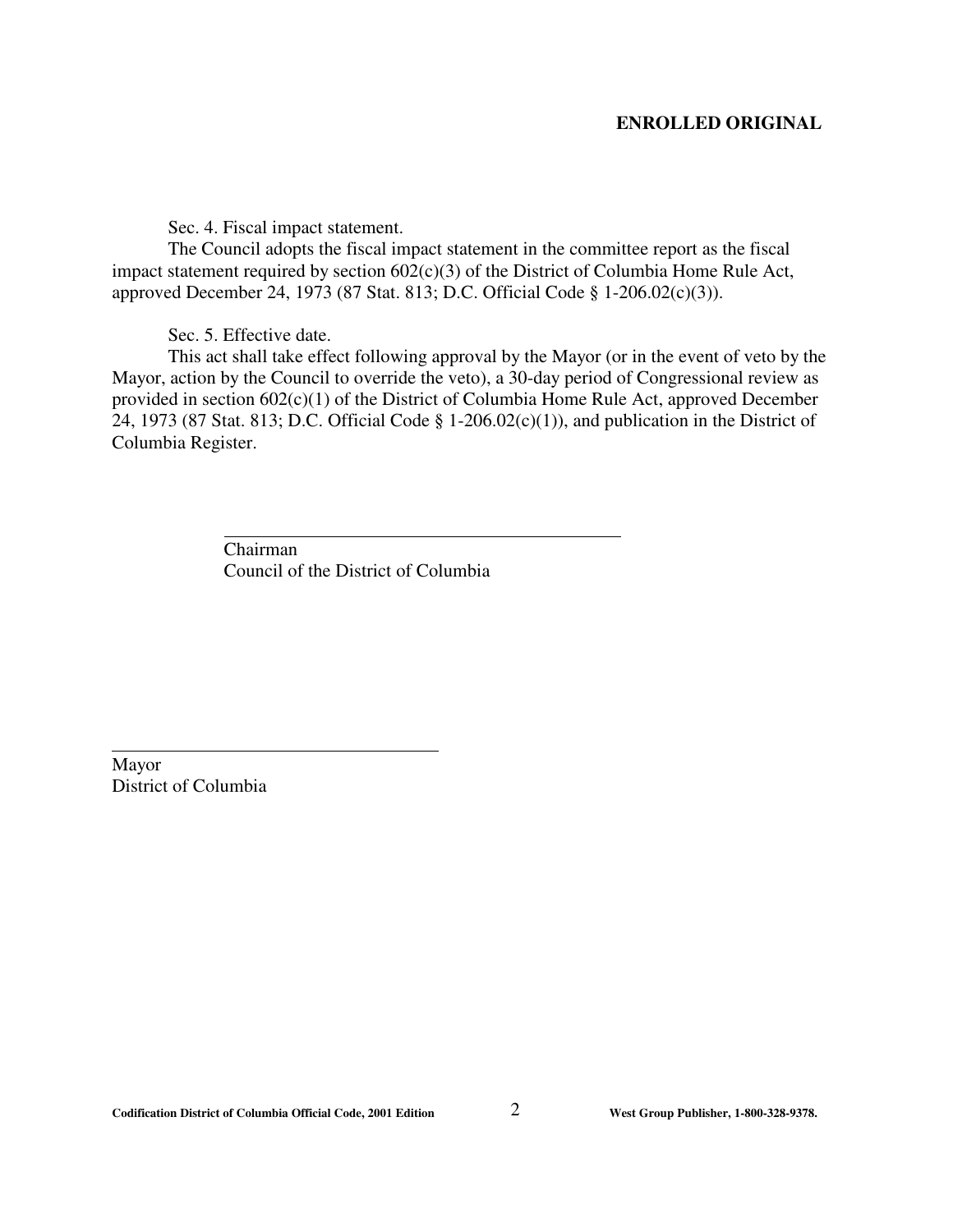**ENROLLED ORIGINAL**

Sec. 4. Fiscal impact statement.

The Council adopts the fiscal impact statement in the committee report as the fiscal impact statement required by section 602(c)(3) of the District of Columbia Home Rule Act, approved December 24, 1973 (87 Stat. 813; D.C. Official Code § 1-206.02(c)(3)).

Sec. 5. Effective date.

This act shall take effect following approval by the Mayor (or in the event of veto by the Mayor, action by the Council to override the veto), a 30-day period of Congressional review as provided in section 602(c)(1) of the District of Columbia Home Rule Act, approved December 24, 1973 (87 Stat. 813; D.C. Official Code § 1-206.02(c)(1)), and publication in the District of Columbia Register.

______________________________

Chairman
Council of the District of Columbia

______________________________

Mayor
District of Columbia

Codification District of Columbia Official Code, 2001 Edition

West Group Publisher, 1-800-328-9378.